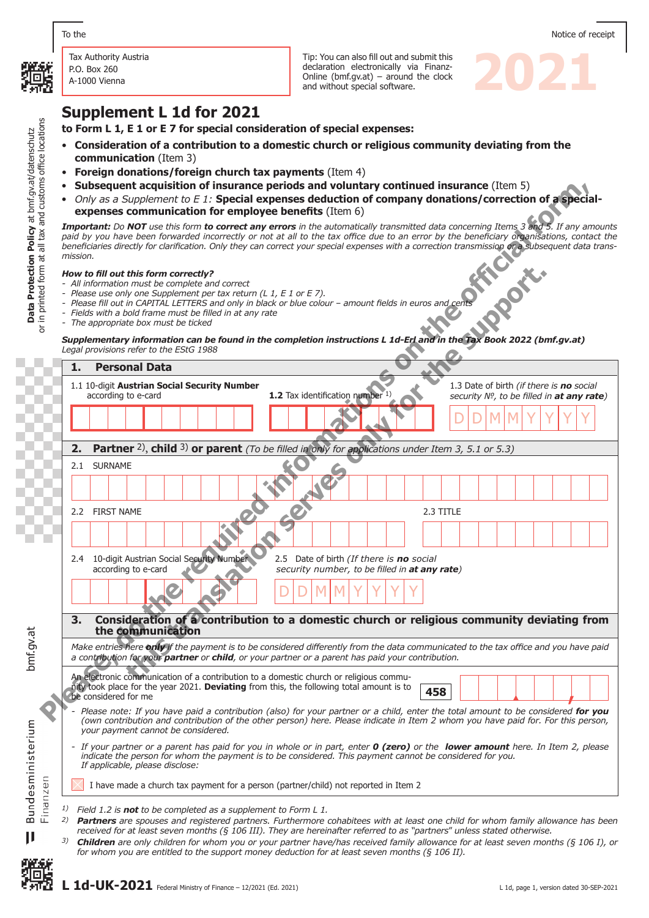To the

Tax Authority Austria
P.O. Box 260
A-1000 Vienna

Tip: You can also fill out and submit this declaration electronically via FinanzOnline (bmf.gv.at) – around the clock and without special software.

Notice of receipt

2021

# Supplement L 1d for 2021

**to Form L 1, E 1 or E 7 for special consideration of special expenses:**

- **Consideration of a contribution to a domestic church or religious community deviating from the communication** (Item 3)
- **Foreign donations/foreign church tax payments** (Item 4)
- **Subsequent acquisition of insurance periods and voluntary continued insurance** (Item 5)
- *Only as a Supplement to E 1:* **Special expenses deduction of company donations/correction of a special-expenses communication for employee benefits** (Item 6)

***Important:*** *Do* ***NOT*** *use this form* ***to correct any errors*** *in the automatically transmitted data concerning Items 3 and 5. If any amounts paid by you have been forwarded incorrectly or not at all to the tax office due to an error by the beneficiary organisations, contact the beneficiaries directly for clarification. Only they can correct your special expenses with a correction transmission or a subsequent data transmission.*

***How to fill out this form correctly?***

- *All information must be complete and correct*
- *Please use only one Supplement per tax return (L 1, E 1 or E 7).*
- *Please fill out in CAPITAL LETTERS and only in black or blue colour – amount fields in euros and cents*
- *Fields with a bold frame must be filled in at any rate*
- *The appropriate box must be ticked*

***Supplementary information can be found in the completion instructions L 1d-Erl and in the Tax Book 2022 (bmf.gv.at)***
*Legal provisions refer to the EStG 1988*

Please, do the required informations on the official form, this translation serves only for the support.

## 1. Personal Data

1.1 10-digit **Austrian Social Security Number** according to e-card

**1.2** Tax identification number [1]

1.3 Date of birth *(if there is* ***no*** *social security Nº, to be filled in* ***at any rate****)*

D D M M Y Y Y Y

## 2. Partner [2], child [3] or parent *(To be filled in only for applications under Item 3, 5.1 or 5.3)*

2.1 SURNAME

2.2 FIRST NAME

2.3 TITLE

2.4 10-digit Austrian Social Security Number according to e-card

2.5 Date of birth *(If there is* ***no*** *social security number, to be filled in* ***at any rate****)*

D D M M Y Y Y Y

## 3. Consideration of a contribution to a domestic church or religious community deviating from the communication

*Make entries here* ***only*** *if the payment is to be considered differently from the data communicated to the tax office and you have paid a contribution for your* ***partner*** *or* ***child****, or your partner or a parent has paid your contribution.*

An electronic communication of a contribution to a domestic church or religious community took place for the year 2021. **Deviating** from this, the following total amount is to be considered for me **458**

- *Please note: If you have paid a contribution (also) for your partner or a child, enter the total amount to be considered* ***for you*** *(own contribution and contribution of the other person) here. Please indicate in Item 2 whom you have paid for. For this person, your payment cannot be considered.*
- *If your partner or a parent has paid for you in whole or in part, enter* ***0 (zero)*** *or the* ***lower amount*** *here. In Item 2, please indicate the person for whom the payment is to be considered. This payment cannot be considered for you.*
  *If applicable, please disclose:*

☐ I have made a church tax payment for a person (partner/child) not reported in Item 2

1) *Field 1.2 is* ***not*** *to be completed as a supplement to Form L 1.*
2) ***Partners*** *are spouses and registered partners. Furthermore cohabitees with at least one child for whom family allowance has been received for at least seven months (§ 106 III). They are hereinafter referred to as "partners" unless stated otherwise.*
3) ***Children*** *are only children for whom you or your partner have/has received family allowance for at least seven months (§ 106 I), or for whom you are entitled to the support money deduction for at least seven months (§ 106 II).*

**L 1d-UK-2021** Federal Ministry of Finance – 12/2021 (Ed. 2021) L 1d, page 1, version dated 30-SEP-2021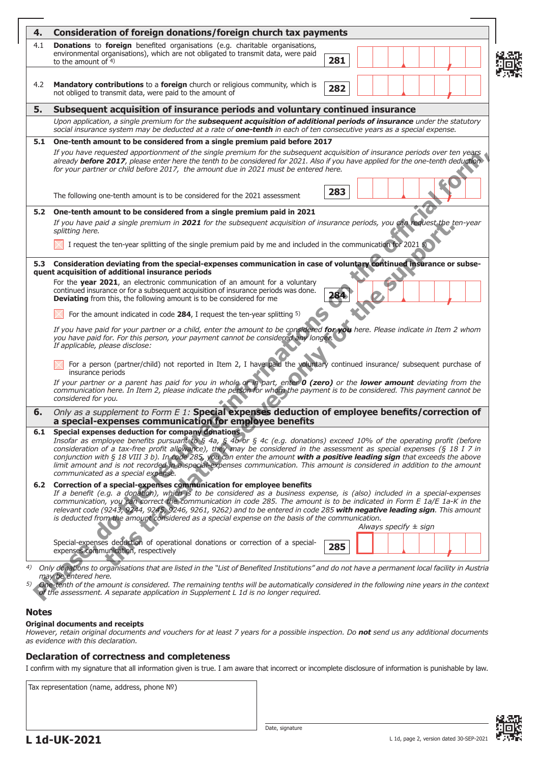## 4. Consideration of foreign donations/foreign church tax payments

4.1 **Donations** to **foreign** benefited organisations (e.g. charitable organisations, environmental organisations), which are not obligated to transmit data, were paid to the amount of [4] **281**

4.2 **Mandatory contributions** to a **foreign** church or religious community, which is not obliged to transmit data, were paid to the amount of **282**

## 5. Subsequent acquisition of insurance periods and voluntary continued insurance

*Upon application, a single premium for the **subsequent acquisition of additional periods of insurance** under the statutory social insurance system may be deducted at a rate of **one-tenth** in each of ten consecutive years as a special expense.*

### 5.1 One-tenth amount to be considered from a single premium paid before 2017

*If you have requested apportionment of the single premium for the subsequent acquisition of insurance periods over ten years already **before 2017**, please enter here the tenth to be considered for 2021. Also if you have applied for the one-tenth deduction for your partner or child before 2017, the amount due in 2021 must be entered here.*

The following one-tenth amount is to be considered for the 2021 assessment **283**

### 5.2 One-tenth amount to be considered from a single premium paid in 2021

*If you have paid a single premium in **2021** for the subsequent acquisition of insurance periods, you can request the ten-year splitting here.*

☐ I request the ten-year splitting of the single premium paid by me and included in the communication for 2021 [5]

### 5.3 Consideration deviating from the special-expenses communication in case of voluntary continued insurance or subsequent acquisition of additional insurance periods

For the **year 2021**, an electronic communication of an amount for a voluntary continued insurance or for a subsequent acquisition of insurance periods was done. **Deviating** from this, the following amount is to be considered for me **284**

☐ For the amount indicated in code **284**, I request the ten-year splitting [5]

*If you have paid for your partner or a child, enter the amount to be considered **for you** here. Please indicate in Item 2 whom you have paid for. For this person, your payment cannot be considered any longer.*
*If applicable, please disclose:*

☐ For a person (partner/child) not reported in Item 2, I have paid the voluntary continued insurance/ subsequent purchase of insurance periods

*If your partner or a parent has paid for you in whole or in part, enter **0 (zero)** or the **lower amount** deviating from the communication here. In Item 2, please indicate the person for whom the payment is to be considered. This payment cannot be considered for you.*

## 6. *Only as a supplement to Form E 1:* Special expenses deduction of employee benefits/correction of a special-expenses communication for employee benefits

### 6.1 Special expenses deduction for company donations

*Insofar as employee benefits pursuant to § 4a, § 4b or § 4c (e.g. donations) exceed 10% of the operating profit (before consideration of a tax-free profit allowance), they may be considered in the assessment as special expenses (§ 18 I 7 in conjunction with § 18 VIII 3 b). In code 285, you can enter the amount **with a positive leading sign** that exceeds the above limit amount and is not recorded in a special-expenses communication. This amount is considered in addition to the amount communicated as a special expense.*

### 6.2 Correction of a special-expenses communication for employee benefits

*If a benefit (e.g. a donation), which is to be considered as a business expense, is (also) included in a special-expenses communication, you can correct the communication in code 285. The amount is to be indicated in Form E 1a/E 1a-K in the relevant code (9243, 9244, 9245, 9246, 9261, 9262) and to be entered in code 285 **with negative leading sign**. This amount is deducted from the amount considered as a special expense on the basis of the communication.*

*Always specify ± sign*

Special-expenses deduction of operational donations or correction of a special-expenses communication, respectively **285**

[4] *Only donations to organisations that are listed in the "List of Benefited Institutions" and do not have a permanent local facility in Austria may be entered here.*

[5] *One-tenth of the amount is considered. The remaining tenths will be automatically considered in the following nine years in the context of the assessment. A separate application in Supplement L 1d is no longer required.*

## Notes

### Original documents and receipts

*However, retain original documents and vouchers for at least 7 years for a possible inspection. Do **not** send us any additional documents as evidence with this declaration.*

## Declaration of correctness and completeness

I confirm with my signature that all information given is true. I am aware that incorrect or incomplete disclosure of information is punishable by law.

Tax representation (name, address, phone №)

Date, signature

**L 1d-UK-2021**

L 1d, page 2, version dated 30-SEP-2021